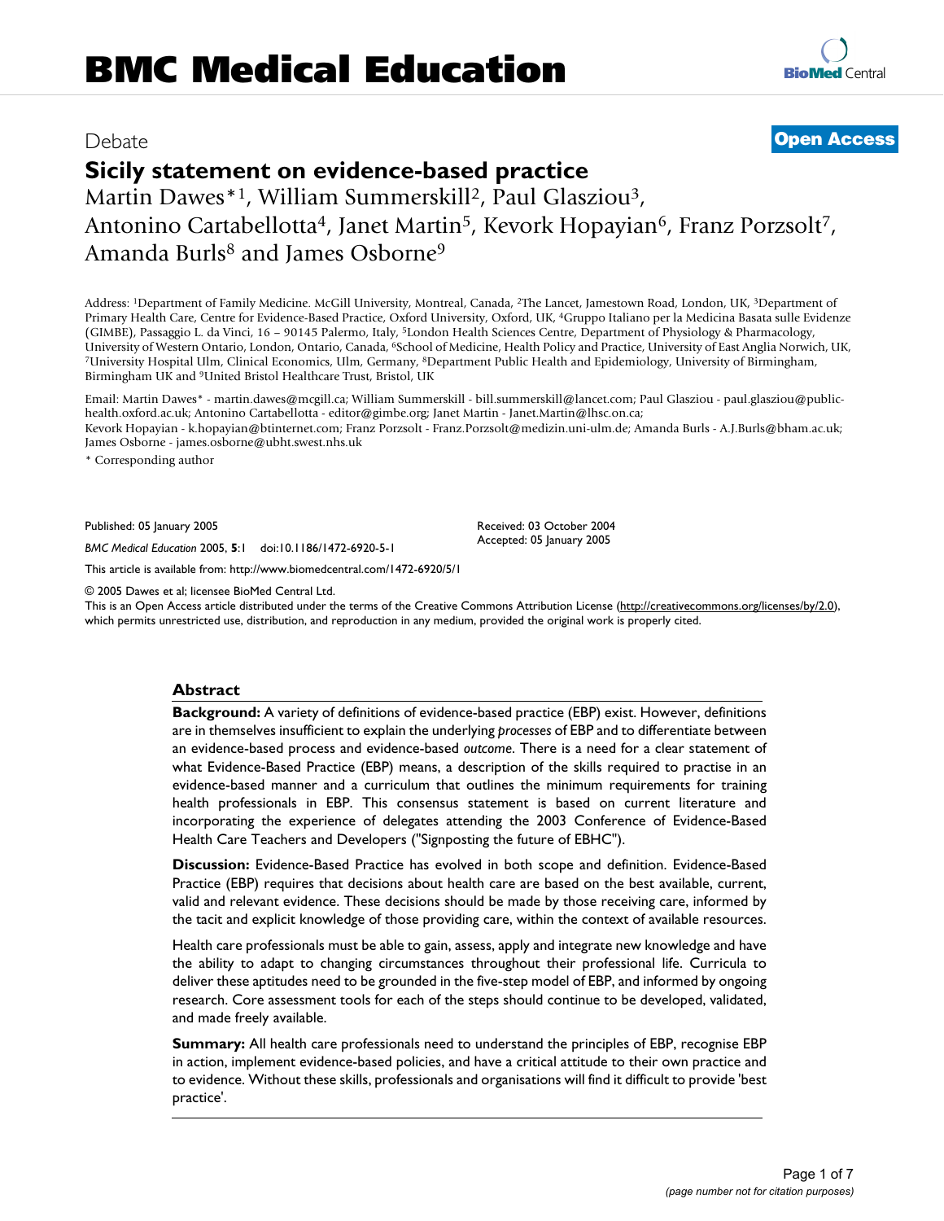# BMC Medical Education

Debate **Open Access**

## Sicily statement on evidence-based practice

Martin Dawes*[1], William Summerskill[2], Paul Glasziou[3], Antonino Cartabellotta[4], Janet Martin[5], Kevork Hopayian[6], Franz Porzsolt[7], Amanda Burls[8] and James Osborne[9]

Address: [1]Department of Family Medicine. McGill University, Montreal, Canada, [2]The Lancet, Jamestown Road, London, UK, [3]Department of Primary Health Care, Centre for Evidence-Based Practice, Oxford University, Oxford, UK, [4]Gruppo Italiano per la Medicina Basata sulle Evidenze (GIMBE), Passaggio L. da Vinci, 16 – 90145 Palermo, Italy, [5]London Health Sciences Centre, Department of Physiology & Pharmacology, University of Western Ontario, London, Ontario, Canada, [6]School of Medicine, Health Policy and Practice, University of East Anglia Norwich, UK, [7]University Hospital Ulm, Clinical Economics, Ulm, Germany, [8]Department Public Health and Epidemiology, University of Birmingham, Birmingham UK and [9]United Bristol Healthcare Trust, Bristol, UK

Email: Martin Dawes* - martin.dawes@mcgill.ca; William Summerskill - bill.summerskill@lancet.com; Paul Glasziou - paul.glasziou@public-health.oxford.ac.uk; Antonino Cartabellotta - editor@gimbe.org; Janet Martin - Janet.Martin@lhsc.on.ca; Kevork Hopayian - k.hopayian@btinternet.com; Franz Porzsolt - Franz.Porzsolt@medizin.uni-ulm.de; Amanda Burls - A.J.Burls@bham.ac.uk; James Osborne - james.osborne@ubht.swest.nhs.uk

\* Corresponding author

Published: 05 January 2005

*BMC Medical Education* 2005, **5**:1 doi:10.1186/1472-6920-5-1

Received: 03 October 2004
Accepted: 05 January 2005

This article is available from: http://www.biomedcentral.com/1472-6920/5/1

© 2005 Dawes et al; licensee BioMed Central Ltd.
This is an Open Access article distributed under the terms of the Creative Commons Attribution License (http://creativecommons.org/licenses/by/2.0), which permits unrestricted use, distribution, and reproduction in any medium, provided the original work is properly cited.

### Abstract

**Background:** A variety of definitions of evidence-based practice (EBP) exist. However, definitions are in themselves insufficient to explain the underlying *processes* of EBP and to differentiate between an evidence-based process and evidence-based *outcome*. There is a need for a clear statement of what Evidence-Based Practice (EBP) means, a description of the skills required to practise in an evidence-based manner and a curriculum that outlines the minimum requirements for training health professionals in EBP. This consensus statement is based on current literature and incorporating the experience of delegates attending the 2003 Conference of Evidence-Based Health Care Teachers and Developers ("Signposting the future of EBHC").

**Discussion:** Evidence-Based Practice has evolved in both scope and definition. Evidence-Based Practice (EBP) requires that decisions about health care are based on the best available, current, valid and relevant evidence. These decisions should be made by those receiving care, informed by the tacit and explicit knowledge of those providing care, within the context of available resources.

Health care professionals must be able to gain, assess, apply and integrate new knowledge and have the ability to adapt to changing circumstances throughout their professional life. Curricula to deliver these aptitudes need to be grounded in the five-step model of EBP, and informed by ongoing research. Core assessment tools for each of the steps should continue to be developed, validated, and made freely available.

**Summary:** All health care professionals need to understand the principles of EBP, recognise EBP in action, implement evidence-based policies, and have a critical attitude to their own practice and to evidence. Without these skills, professionals and organisations will find it difficult to provide 'best practice'.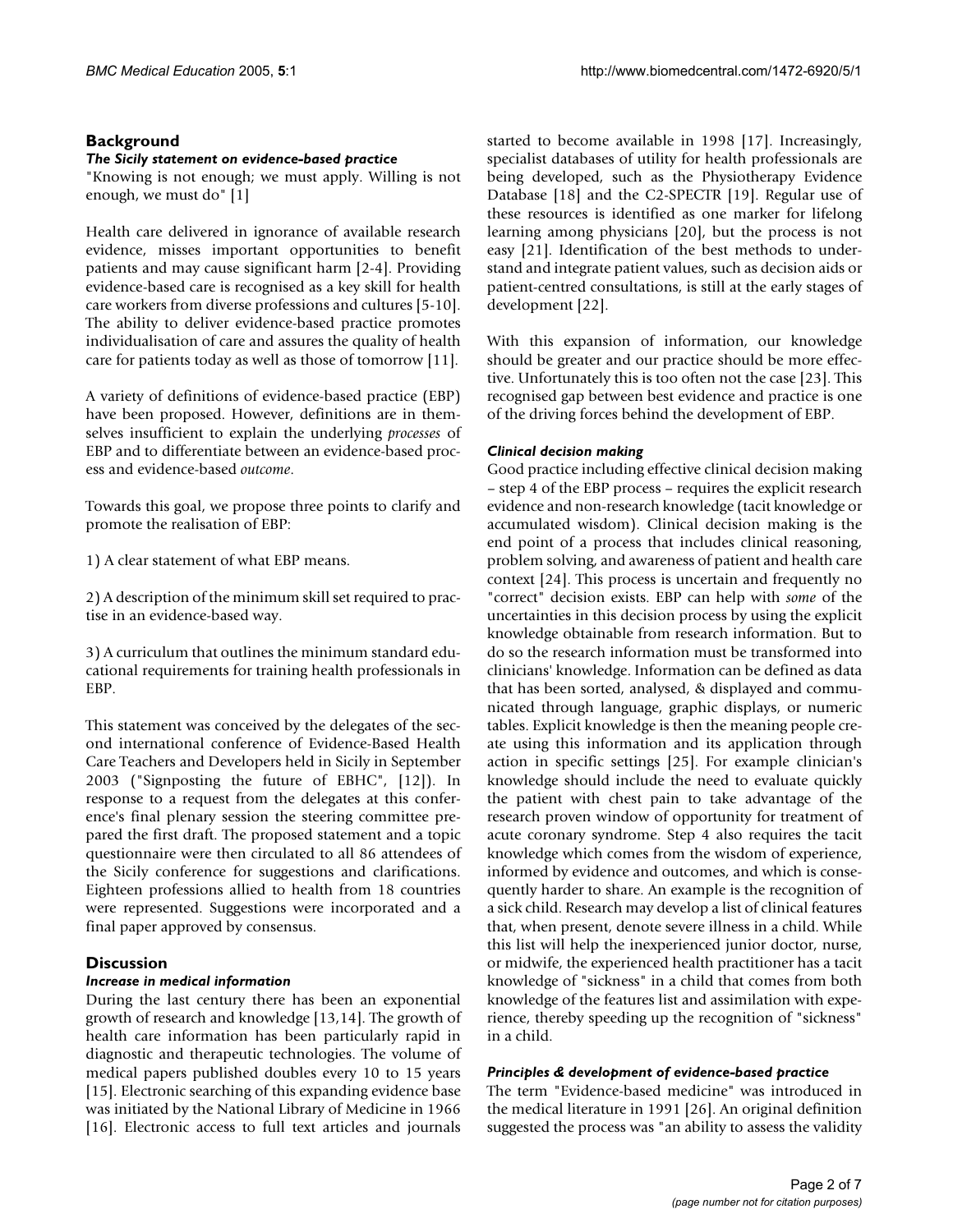## Background

### *The Sicily statement on evidence-based practice*

"Knowing is not enough; we must apply. Willing is not enough, we must do" [1]

Health care delivered in ignorance of available research evidence, misses important opportunities to benefit patients and may cause significant harm [2-4]. Providing evidence-based care is recognised as a key skill for health care workers from diverse professions and cultures [5-10]. The ability to deliver evidence-based practice promotes individualisation of care and assures the quality of health care for patients today as well as those of tomorrow [11].

A variety of definitions of evidence-based practice (EBP) have been proposed. However, definitions are in themselves insufficient to explain the underlying *processes* of EBP and to differentiate between an evidence-based process and evidence-based *outcome*.

Towards this goal, we propose three points to clarify and promote the realisation of EBP:

1) A clear statement of what EBP means.

2) A description of the minimum skill set required to practise in an evidence-based way.

3) A curriculum that outlines the minimum standard educational requirements for training health professionals in EBP.

This statement was conceived by the delegates of the second international conference of Evidence-Based Health Care Teachers and Developers held in Sicily in September 2003 ("Signposting the future of EBHC", [12]). In response to a request from the delegates at this conference's final plenary session the steering committee prepared the first draft. The proposed statement and a topic questionnaire were then circulated to all 86 attendees of the Sicily conference for suggestions and clarifications. Eighteen professions allied to health from 18 countries were represented. Suggestions were incorporated and a final paper approved by consensus.

## Discussion

### *Increase in medical information*

During the last century there has been an exponential growth of research and knowledge [13,14]. The growth of health care information has been particularly rapid in diagnostic and therapeutic technologies. The volume of medical papers published doubles every 10 to 15 years [15]. Electronic searching of this expanding evidence base was initiated by the National Library of Medicine in 1966 [16]. Electronic access to full text articles and journals started to become available in 1998 [17]. Increasingly, specialist databases of utility for health professionals are being developed, such as the Physiotherapy Evidence Database [18] and the C2-SPECTR [19]. Regular use of these resources is identified as one marker for lifelong learning among physicians [20], but the process is not easy [21]. Identification of the best methods to understand and integrate patient values, such as decision aids or patient-centred consultations, is still at the early stages of development [22].

With this expansion of information, our knowledge should be greater and our practice should be more effective. Unfortunately this is too often not the case [23]. This recognised gap between best evidence and practice is one of the driving forces behind the development of EBP.

### *Clinical decision making*

Good practice including effective clinical decision making – step 4 of the EBP process – requires the explicit research evidence and non-research knowledge (tacit knowledge or accumulated wisdom). Clinical decision making is the end point of a process that includes clinical reasoning, problem solving, and awareness of patient and health care context [24]. This process is uncertain and frequently no "correct" decision exists. EBP can help with *some* of the uncertainties in this decision process by using the explicit knowledge obtainable from research information. But to do so the research information must be transformed into clinicians' knowledge. Information can be defined as data that has been sorted, analysed, & displayed and communicated through language, graphic displays, or numeric tables. Explicit knowledge is then the meaning people create using this information and its application through action in specific settings [25]. For example clinician's knowledge should include the need to evaluate quickly the patient with chest pain to take advantage of the research proven window of opportunity for treatment of acute coronary syndrome. Step 4 also requires the tacit knowledge which comes from the wisdom of experience, informed by evidence and outcomes, and which is consequently harder to share. An example is the recognition of a sick child. Research may develop a list of clinical features that, when present, denote severe illness in a child. While this list will help the inexperienced junior doctor, nurse, or midwife, the experienced health practitioner has a tacit knowledge of "sickness" in a child that comes from both knowledge of the features list and assimilation with experience, thereby speeding up the recognition of "sickness" in a child.

### *Principles & development of evidence-based practice*

The term "Evidence-based medicine" was introduced in the medical literature in 1991 [26]. An original definition suggested the process was "an ability to assess the validity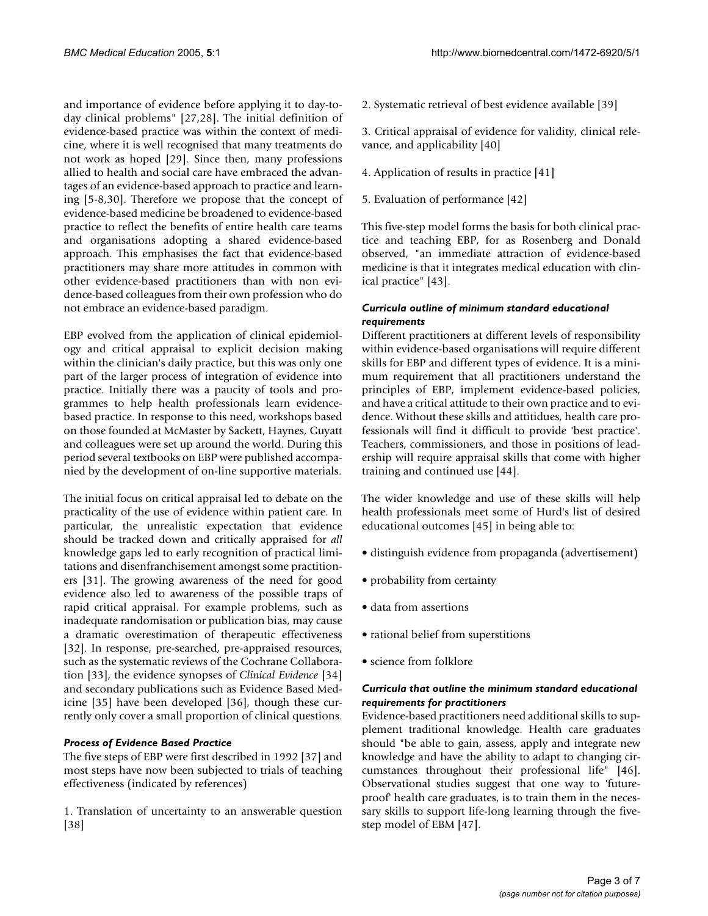and importance of evidence before applying it to day-to-day clinical problems" [27,28]. The initial definition of evidence-based practice was within the context of medicine, where it is well recognised that many treatments do not work as hoped [29]. Since then, many professions allied to health and social care have embraced the advantages of an evidence-based approach to practice and learning [5-8,30]. Therefore we propose that the concept of evidence-based medicine be broadened to evidence-based practice to reflect the benefits of entire health care teams and organisations adopting a shared evidence-based approach. This emphasises the fact that evidence-based practitioners may share more attitudes in common with other evidence-based practitioners than with non evidence-based colleagues from their own profession who do not embrace an evidence-based paradigm.

EBP evolved from the application of clinical epidemiology and critical appraisal to explicit decision making within the clinician's daily practice, but this was only one part of the larger process of integration of evidence into practice. Initially there was a paucity of tools and programmes to help health professionals learn evidence-based practice. In response to this need, workshops based on those founded at McMaster by Sackett, Haynes, Guyatt and colleagues were set up around the world. During this period several textbooks on EBP were published accompanied by the development of on-line supportive materials.

The initial focus on critical appraisal led to debate on the practicality of the use of evidence within patient care. In particular, the unrealistic expectation that evidence should be tracked down and critically appraised for *all* knowledge gaps led to early recognition of practical limitations and disenfranchisement amongst some practitioners [31]. The growing awareness of the need for good evidence also led to awareness of the possible traps of rapid critical appraisal. For example problems, such as inadequate randomisation or publication bias, may cause a dramatic overestimation of therapeutic effectiveness [32]. In response, pre-searched, pre-appraised resources, such as the systematic reviews of the Cochrane Collaboration [33], the evidence synopses of *Clinical Evidence* [34] and secondary publications such as Evidence Based Medicine [35] have been developed [36], though these currently only cover a small proportion of clinical questions.

### *Process of Evidence Based Practice*

The five steps of EBP were first described in 1992 [37] and most steps have now been subjected to trials of teaching effectiveness (indicated by references)

1. Translation of uncertainty to an answerable question [38]

2. Systematic retrieval of best evidence available [39]

3. Critical appraisal of evidence for validity, clinical relevance, and applicability [40]

4. Application of results in practice [41]

5. Evaluation of performance [42]

This five-step model forms the basis for both clinical practice and teaching EBP, for as Rosenberg and Donald observed, "an immediate attraction of evidence-based medicine is that it integrates medical education with clinical practice" [43].

### *Curricula outline of minimum standard educational requirements*

Different practitioners at different levels of responsibility within evidence-based organisations will require different skills for EBP and different types of evidence. It is a minimum requirement that all practitioners understand the principles of EBP, implement evidence-based policies, and have a critical attitude to their own practice and to evidence. Without these skills and attitidues, health care professionals will find it difficult to provide 'best practice'. Teachers, commissioners, and those in positions of leadership will require appraisal skills that come with higher training and continued use [44].

The wider knowledge and use of these skills will help health professionals meet some of Hurd's list of desired educational outcomes [45] in being able to:

- distinguish evidence from propaganda (advertisement)
- probability from certainty
- data from assertions
- rational belief from superstitions
- science from folklore

### *Curricula that outline the minimum standard educational requirements for practitioners*

Evidence-based practitioners need additional skills to supplement traditional knowledge. Health care graduates should "be able to gain, assess, apply and integrate new knowledge and have the ability to adapt to changing circumstances throughout their professional life" [46]. Observational studies suggest that one way to 'future-proof' health care graduates, is to train them in the necessary skills to support life-long learning through the five-step model of EBM [47].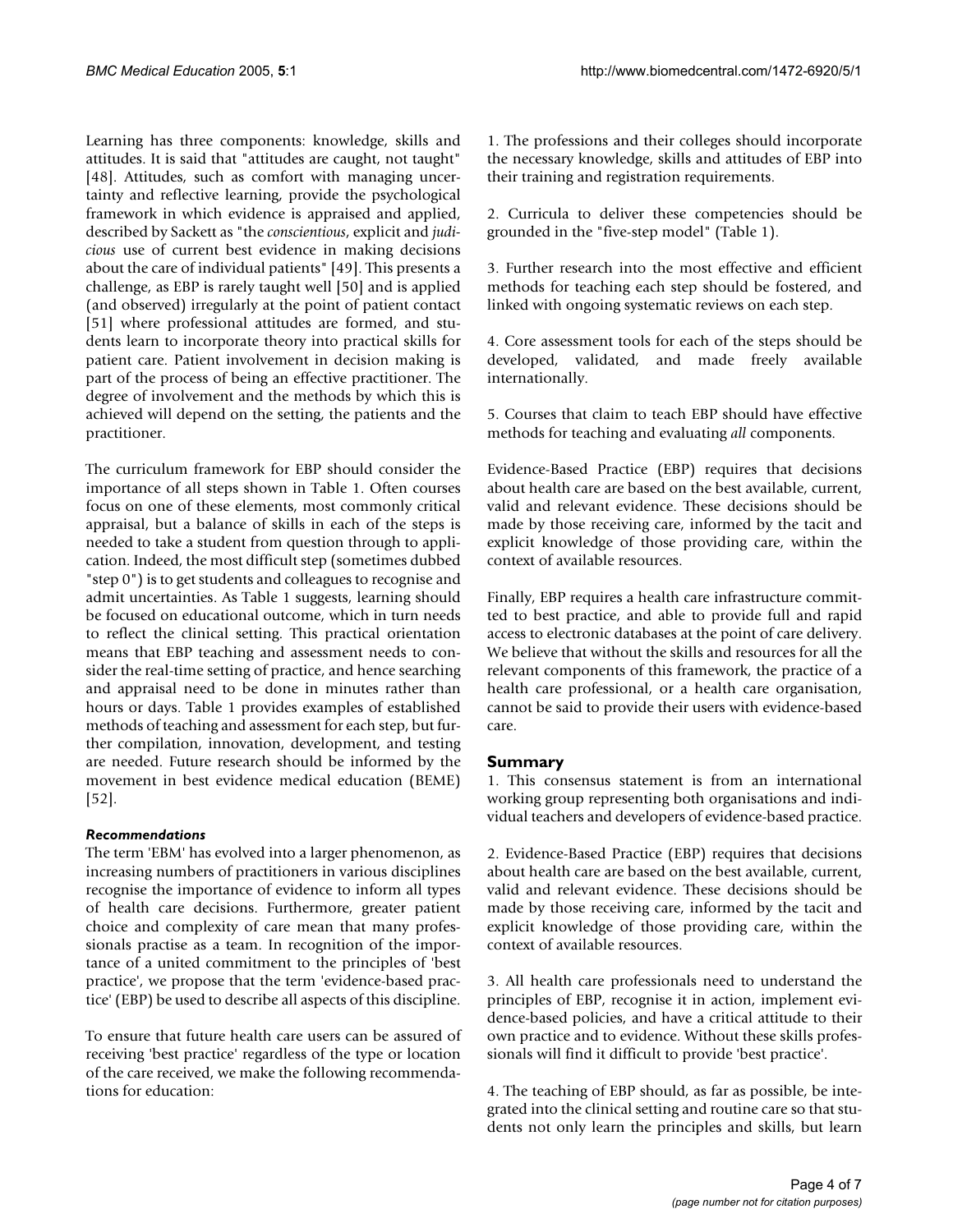Learning has three components: knowledge, skills and attitudes. It is said that "attitudes are caught, not taught" [48]. Attitudes, such as comfort with managing uncertainty and reflective learning, provide the psychological framework in which evidence is appraised and applied, described by Sackett as "the *conscientious*, explicit and *judicious* use of current best evidence in making decisions about the care of individual patients" [49]. This presents a challenge, as EBP is rarely taught well [50] and is applied (and observed) irregularly at the point of patient contact [51] where professional attitudes are formed, and students learn to incorporate theory into practical skills for patient care. Patient involvement in decision making is part of the process of being an effective practitioner. The degree of involvement and the methods by which this is achieved will depend on the setting, the patients and the practitioner.

The curriculum framework for EBP should consider the importance of all steps shown in Table 1. Often courses focus on one of these elements, most commonly critical appraisal, but a balance of skills in each of the steps is needed to take a student from question through to application. Indeed, the most difficult step (sometimes dubbed "step 0") is to get students and colleagues to recognise and admit uncertainties. As Table 1 suggests, learning should be focused on educational outcome, which in turn needs to reflect the clinical setting. This practical orientation means that EBP teaching and assessment needs to consider the real-time setting of practice, and hence searching and appraisal need to be done in minutes rather than hours or days. Table 1 provides examples of established methods of teaching and assessment for each step, but further compilation, innovation, development, and testing are needed. Future research should be informed by the movement in best evidence medical education (BEME) [52].

### *Recommendations*

The term 'EBM' has evolved into a larger phenomenon, as increasing numbers of practitioners in various disciplines recognise the importance of evidence to inform all types of health care decisions. Furthermore, greater patient choice and complexity of care mean that many professionals practise as a team. In recognition of the importance of a united commitment to the principles of 'best practice', we propose that the term 'evidence-based practice' (EBP) be used to describe all aspects of this discipline.

To ensure that future health care users can be assured of receiving 'best practice' regardless of the type or location of the care received, we make the following recommendations for education:

1. The professions and their colleges should incorporate the necessary knowledge, skills and attitudes of EBP into their training and registration requirements.

2. Curricula to deliver these competencies should be grounded in the "five-step model" (Table 1).

3. Further research into the most effective and efficient methods for teaching each step should be fostered, and linked with ongoing systematic reviews on each step.

4. Core assessment tools for each of the steps should be developed, validated, and made freely available internationally.

5. Courses that claim to teach EBP should have effective methods for teaching and evaluating *all* components.

Evidence-Based Practice (EBP) requires that decisions about health care are based on the best available, current, valid and relevant evidence. These decisions should be made by those receiving care, informed by the tacit and explicit knowledge of those providing care, within the context of available resources.

Finally, EBP requires a health care infrastructure committed to best practice, and able to provide full and rapid access to electronic databases at the point of care delivery. We believe that without the skills and resources for all the relevant components of this framework, the practice of a health care professional, or a health care organisation, cannot be said to provide their users with evidence-based care.

## Summary

1. This consensus statement is from an international working group representing both organisations and individual teachers and developers of evidence-based practice.

2. Evidence-Based Practice (EBP) requires that decisions about health care are based on the best available, current, valid and relevant evidence. These decisions should be made by those receiving care, informed by the tacit and explicit knowledge of those providing care, within the context of available resources.

3. All health care professionals need to understand the principles of EBP, recognise it in action, implement evidence-based policies, and have a critical attitude to their own practice and to evidence. Without these skills professionals will find it difficult to provide 'best practice'.

4. The teaching of EBP should, as far as possible, be integrated into the clinical setting and routine care so that students not only learn the principles and skills, but learn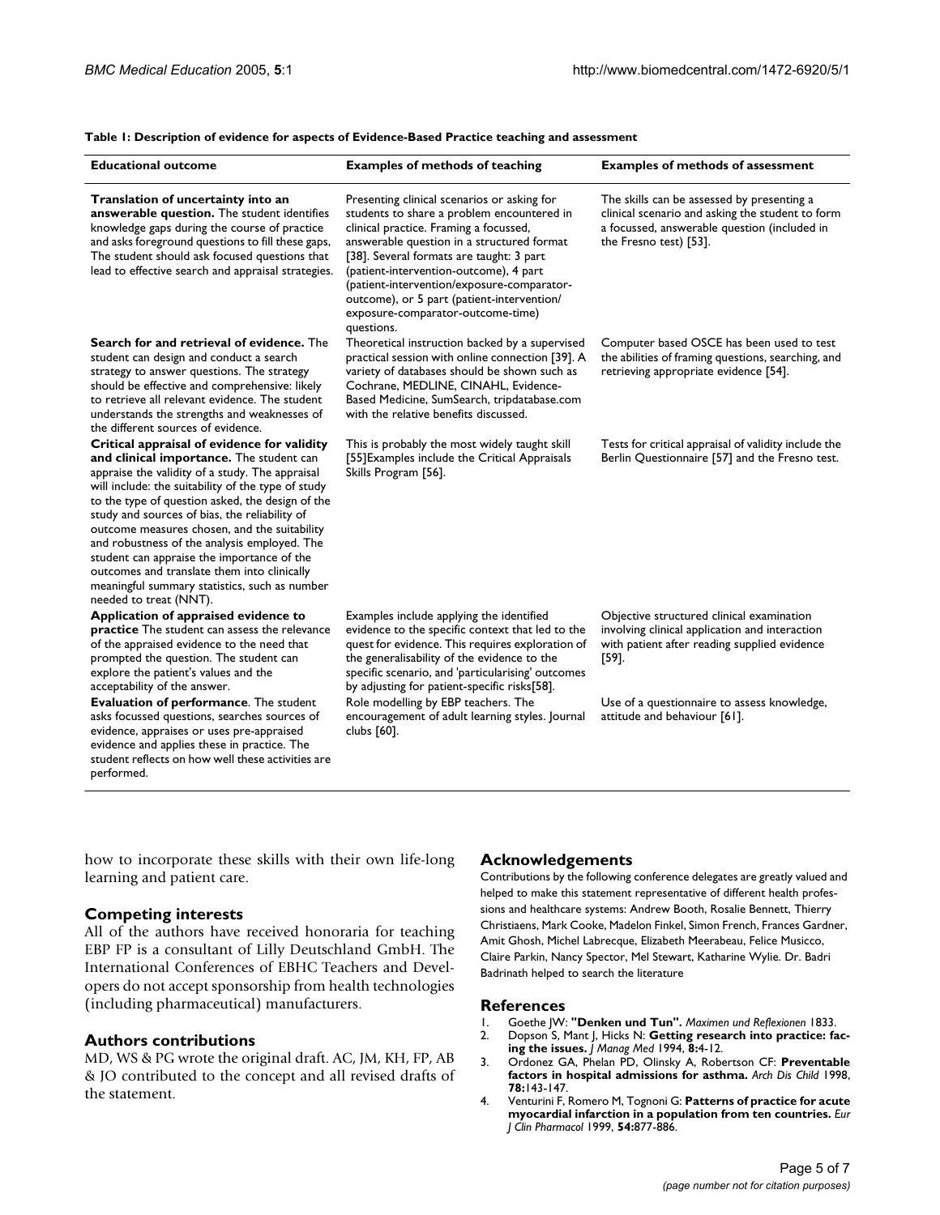**Table 1: Description of evidence for aspects of Evidence-Based Practice teaching and assessment**

| Educational outcome | Examples of methods of teaching | Examples of methods of assessment |
| --- | --- | --- |
| **Translation of uncertainty into an answerable question.** The student identifies knowledge gaps during the course of practice and asks foreground questions to fill these gaps, The student should ask focused questions that lead to effective search and appraisal strategies. | Presenting clinical scenarios or asking for students to share a problem encountered in clinical practice. Framing a focussed, answerable question in a structured format [38]. Several formats are taught: 3 part (patient-intervention-outcome), 4 part (patient-intervention/exposure-comparator-outcome), or 5 part (patient-intervention/exposure-comparator-outcome-time) questions. | The skills can be assessed by presenting a clinical scenario and asking the student to form a focussed, answerable question (included in the Fresno test) [53]. |
| **Search for and retrieval of evidence.** The student can design and conduct a search strategy to answer questions. The strategy should be effective and comprehensive: likely to retrieve all relevant evidence. The student understands the strengths and weaknesses of the different sources of evidence. | Theoretical instruction backed by a supervised practical session with online connection [39]. A variety of databases should be shown such as Cochrane, MEDLINE, CINAHL, Evidence-Based Medicine, SumSearch, tripdatabase.com with the relative benefits discussed. | Computer based OSCE has been used to test the abilities of framing questions, searching, and retrieving appropriate evidence [54]. |
| **Critical appraisal of evidence for validity and clinical importance.** The student can appraise the validity of a study. The appraisal will include: the suitability of the type of study to the type of question asked, the design of the study and sources of bias, the reliability of outcome measures chosen, and the suitability and robustness of the analysis employed. The student can appraise the importance of the outcomes and translate them into clinically meaningful summary statistics, such as number needed to treat (NNT). | This is probably the most widely taught skill [55]Examples include the Critical Appraisals Skills Program [56]. | Tests for critical appraisal of validity include the Berlin Questionnaire [57] and the Fresno test. |
| **Application of appraised evidence to practice** The student can assess the relevance of the appraised evidence to the need that prompted the question. The student can explore the patient's values and the acceptability of the answer. | Examples include applying the identified evidence to the specific context that led to the quest for evidence. This requires exploration of the generalisability of the evidence to the specific scenario, and 'particularising' outcomes by adjusting for patient-specific risks[58]. | Objective structured clinical examination involving clinical application and interaction with patient after reading supplied evidence [59]. |
| **Evaluation of performance**. The student asks focussed questions, searches sources of evidence, appraises or uses pre-appraised evidence and applies these in practice. The student reflects on how well these activities are performed. | Role modelling by EBP teachers. The encouragement of adult learning styles. Journal clubs [60]. | Use of a questionnaire to assess knowledge, attitude and behaviour [61]. |

how to incorporate these skills with their own life-long learning and patient care.

## Competing interests

All of the authors have received honoraria for teaching EBP FP is a consultant of Lilly Deutschland GmbH. The International Conferences of EBHC Teachers and Developers do not accept sponsorship from health technologies (including pharmaceutical) manufacturers.

## Authors contributions

MD, WS & PG wrote the original draft. AC, JM, KH, FP, AB & JO contributed to the concept and all revised drafts of the statement.

## Acknowledgements

Contributions by the following conference delegates are greatly valued and helped to make this statement representative of different health professions and healthcare systems: Andrew Booth, Rosalie Bennett, Thierry Christiaens, Mark Cooke, Madelon Finkel, Simon French, Frances Gardner, Amit Ghosh, Michel Labrecque, Elizabeth Meerabeau, Felice Musicco, Claire Parkin, Nancy Spector, Mel Stewart, Katharine Wylie. Dr. Badri Badrinath helped to search the literature

## References

1. Goethe JW: **"Denken und Tun".** *Maximen und Reflexionen* 1833.
2. Dopson S, Mant J, Hicks N: **Getting research into practice: facing the issues.** *J Manag Med* 1994, **8:**4-12.
3. Ordonez GA, Phelan PD, Olinsky A, Robertson CF: **Preventable factors in hospital admissions for asthma.** *Arch Dis Child* 1998, **78:**143-147.
4. Venturini F, Romero M, Tognoni G: **Patterns of practice for acute myocardial infarction in a population from ten countries.** *Eur J Clin Pharmacol* 1999, **54:**877-886.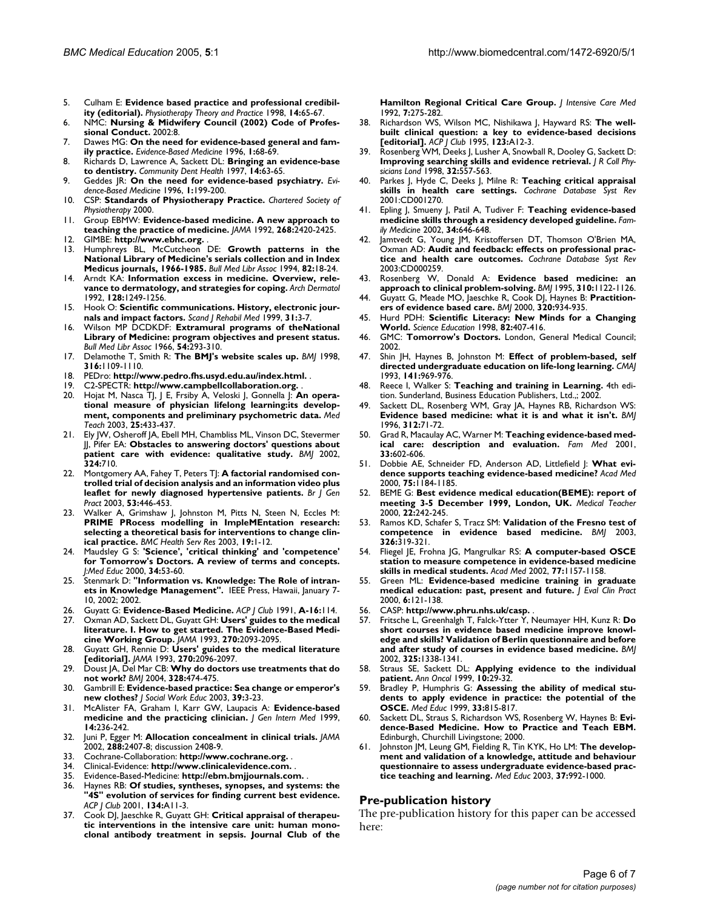5. Culham E: **Evidence based practice and professional credibility (editorial).** *Physiotherapy Theory and Practice* 1998, **14:**65-67.
6. NMC: **Nursing & Midwifery Council (2002) Code of Professional Conduct.** 2002:8.
7. Dawes MG: **On the need for evidence-based general and family practice.** *Evidence-Based Medicine* 1996, **1:**68-69.
8. Richards D, Lawrence A, Sackett DL: **Bringing an evidence-base to dentistry.** *Community Dent Health* 1997, **14:**63-65.
9. Geddes JR: **On the need for evidence-based psychiatry.** *Evidence-Based Medicine* 1996, **1:**199-200.
10. CSP: **Standards of Physiotherapy Practice.** *Chartered Society of Physiotherapy* 2000.
11. Group EBMW: **Evidence-based medicine. A new approach to teaching the practice of medicine.** *JAMA* 1992, **268:**2420-2425.
12. GIMBE: **http://www.ebhc.org.** .
13. Humphreys BL, McCutcheon DE: **Growth patterns in the National Library of Medicine's serials collection and in Index Medicus journals, 1966-1985.** *Bull Med Libr Assoc* 1994, **82:**18-24.
14. Arndt KA: **Information excess in medicine. Overview, relevance to dermatology, and strategies for coping.** *Arch Dermatol* 1992, **128:**1249-1256.
15. Hook O: **Scientific communications. History, electronic journals and impact factors.** *Scand J Rehabil Med* 1999, **31:**3-7.
16. Wilson MP DCDKDF: **Extramural programs of theNational Library of Medicine: program objectives and present status.** *Bull Med Libr Assoc* 1966, **54:**293-310.
17. Delamothe T, Smith R: **The BMJ's website scales up.** *BMJ* 1998, **316:**1109-1110.
18. PEDro: **http://www.pedro.fhs.usyd.edu.au/index.html.** .
19. C2-SPECTR: **http://www.campbellcollaboration.org.** .
20. Hojat M, Nasca TJ, J E, Frsiby A, Veloski J, Gonnella J: **An operational measure of physician lifelong learning:its development, components and preliminary psychometric data.** *Med Teach* 2003, **25:**433-437.
21. Ely JW, Osheroff JA, Ebell MH, Chambliss ML, Vinson DC, Stevermer JJ, Pifer EA: **Obstacles to answering doctors' questions about patient care with evidence: qualitative study.** *BMJ* 2002, **324:**710.
22. Montgomery AA, Fahey T, Peters TJ: **A factorial randomised controlled trial of decision analysis and an information video plus leaflet for newly diagnosed hypertensive patients.** *Br J Gen Pract* 2003, **53:**446-453.
23. Walker A, Grimshaw J, Johnston M, Pitts N, Steen N, Eccles M: **PRIME PRocess modelling in ImpleMEntation research: selecting a theoretical basis for interventions to change clinical practice.** *BMC Health Serv Res* 2003, **19:**1-12.
24. Maudsley G S: **'Science', 'critical thinking' and 'competence' for Tomorrow's Doctors. A review of terms and concepts.** *J:Med Educ* 2000, **34:**53-60.
25. Stenmark D: **"Information vs. Knowledge: The Role of intranets in Knowledge Management".** IEEE Press, Hawaii, January 7-10, 2002; 2002.
26. Guyatt G: **Evidence-Based Medicine.** *ACP J Club* 1991, **A-16:**114.
27. Oxman AD, Sackett DL, Guyatt GH: **Users' guides to the medical literature. I. How to get started. The Evidence-Based Medicine Working Group.** *JAMA* 1993, **270:**2093-2095.
28. Guyatt GH, Rennie D: **Users' guides to the medical literature [editorial].** *JAMA* 1993, **270:**2096-2097.
29. Doust JA, Del Mar CB: **Why do doctors use treatments that do not work?** *BMJ* 2004, **328:**474-475.
30. Gambrill E: **Evidence-based practice: Sea change or emperor's new clothes?** *J Social Work Educ* 2003, **39:**3-23.
31. McAlister FA, Graham I, Karr GW, Laupacis A: **Evidence-based medicine and the practicing clinician.** *J Gen Intern Med* 1999, **14:**236-242.
32. Juni P, Egger M: **Allocation concealment in clinical trials.** *JAMA* 2002, **288:**2407-8; discussion 2408-9.
33. Cochrane-Collaboration: **http://www.cochrane.org.** .
34. Clinical-Evidence: **http://www.clinicalevidence.com.** .
35. Evidence-Based-Medicine: **http://ebm.bmjjournals.com.** .
36. Haynes RB: **Of studies, syntheses, synopses, and systems: the "4S" evolution of services for finding current best evidence.** *ACP J Club* 2001, **134:**A11-3.
37. Cook DJ, Jaeschke R, Guyatt GH: **Critical appraisal of therapeutic interventions in the intensive care unit: human monoclonal antibody treatment in sepsis. Journal Club of the Hamilton Regional Critical Care Group.** *J Intensive Care Med* 1992, **7:**275-282.
38. Richardson WS, Wilson MC, Nishikawa J, Hayward RS: **The well-built clinical question: a key to evidence-based decisions [editorial].** *ACP J Club* 1995, **123:**A12-3.
39. Rosenberg WM, Deeks J, Lusher A, Snowball R, Dooley G, Sackett D: **Improving searching skills and evidence retrieval.** *J R Coll Physicians Lond* 1998, **32:**557-563.
40. Parkes J, Hyde C, Deeks J, Milne R: **Teaching critical appraisal skills in health care settings.** *Cochrane Database Syst Rev* 2001:CD001270.
41. Epling J, Smueny J, Patil A, Tudiver F: **Teaching evidence-based medicine skills through a residency developed guideline.** *Family Medicine* 2002, **34:**646-648.
42. Jamtvedt G, Young JM, Kristoffersen DT, Thomson O'Brien MA, Oxman AD: **Audit and feedback: effects on professional practice and health care outcomes.** *Cochrane Database Syst Rev* 2003:CD000259.
43. Rosenberg W, Donald A: **Evidence based medicine: an approach to clinical problem-solving.** *BMJ* 1995, **310:**1122-1126.
44. Guyatt G, Meade MO, Jaeschke R, Cook DJ, Haynes B: **Practitioners of evidence based care.** *BMJ* 2000, **320:**934-935.
45. Hurd PDH: **Scientific Literacy: New Minds for a Changing World.** *Science Education* 1998, **82:**407-416.
46. GMC: **Tomorrow's Doctors.** London, General Medical Council; 2002.
47. Shin JH, Haynes B, Johnston M: **Effect of problem-based, self directed undergraduate education on life-long learning.** *CMAJ* 1993, **141:**969-976.
48. Reece I, Walker S: **Teaching and training in Learning.** 4th edition. Sunderland, Business Education Publishers, Ltd.,; 2002.
49. Sackett DL, Rosenberg WM, Gray JA, Haynes RB, Richardson WS: **Evidence based medicine: what it is and what it isn't.** *BMJ* 1996, **312:**71-72.
50. Grad R, Macaulay AC, Warner M: **Teaching evidence-based medical care: description and evaluation.** *Fam Med* 2001, **33:**602-606.
51. Dobbie AE, Schneider FD, Anderson AD, Littlefield J: **What evidence supports teaching evidence-based medicine?** *Acad Med* 2000, **75:**1184-1185.
52. BEME G: **Best evidence medical education(BEME): report of meeting 3-5 December 1999, London, UK.** *Medical Teacher* 2000, **22:**242-245.
53. Ramos KD, Schafer S, Tracz SM: **Validation of the Fresno test of competence in evidence based medicine.** *BMJ* 2003, **326:**319-321.
54. Fliegel JE, Frohna JG, Mangrulkar RS: **A computer-based OSCE station to measure competence in evidence-based medicine skills in medical students.** *Acad Med* 2002, **77:**1157-1158.
55. Green ML: **Evidence-based medicine training in graduate medical education: past, present and future.** *J Eval Clin Pract* 2000, **6:**121-138.
56. CASP: **http://www.phru.nhs.uk/casp.** .
57. Fritsche L, Greenhalgh T, Falck-Ytter Y, Neumayer HH, Kunz R: **Do short courses in evidence based medicine improve knowledge and skills? Validation of Berlin questionnaire and before and after study of courses in evidence based medicine.** *BMJ* 2002, **325:**1338-1341.
58. Straus SE, Sackett DL: **Applying evidence to the individual patient.** *Ann Oncol* 1999, **10:**29-32.
59. Bradley P, Humphris G: **Assessing the ability of medical students to apply evidence in practice: the potential of the OSCE.** *Med Educ* 1999, **33:**815-817.
60. Sackett DL, Straus S, Richardson WS, Rosenberg W, Haynes B: **Evidence-Based Medicine. How to Practice and Teach EBM.** Edinburgh, Churchill Livingstone; 2000.
61. Johnston JM, Leung GM, Fielding R, Tin KYK, Ho LM: **The development and validation of a knowledge, attitude and behaviour questionnaire to assess undergraduate evidence-based practice teaching and learning.** *Med Educ* 2003, **37:**992-1000.

## Pre-publication history

The pre-publication history for this paper can be accessed here: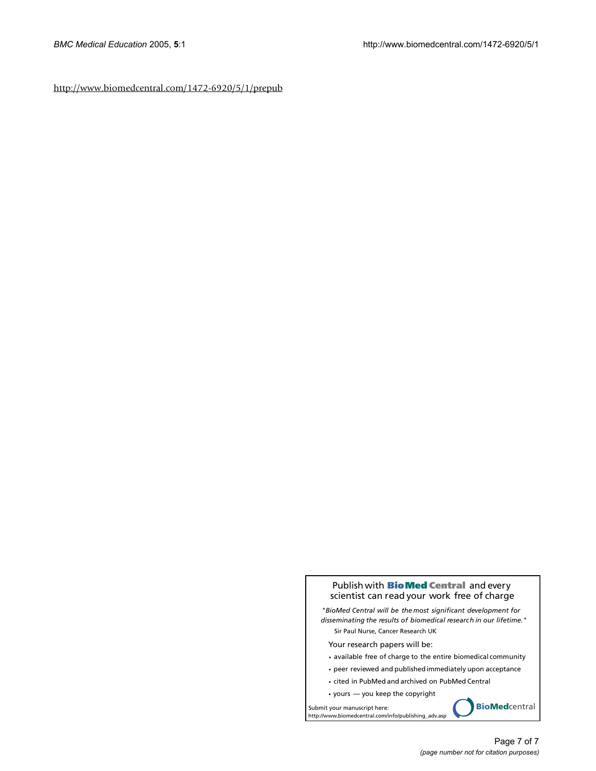http://www.biomedcentral.com/1472-6920/5/1/prepub

Publish with **BioMed Central** and every scientist can read your work free of charge

*"BioMed Central will be the most significant development for disseminating the results of biomedical research in our lifetime."*

Sir Paul Nurse, Cancer Research UK

Your research papers will be:

- available free of charge to the entire biomedical community
- peer reviewed and published immediately upon acceptance
- cited in PubMed and archived on PubMed Central
- yours — you keep the copyright

Submit your manuscript here:
http://www.biomedcentral.com/info/publishing_adv.asp

**BioMed**central